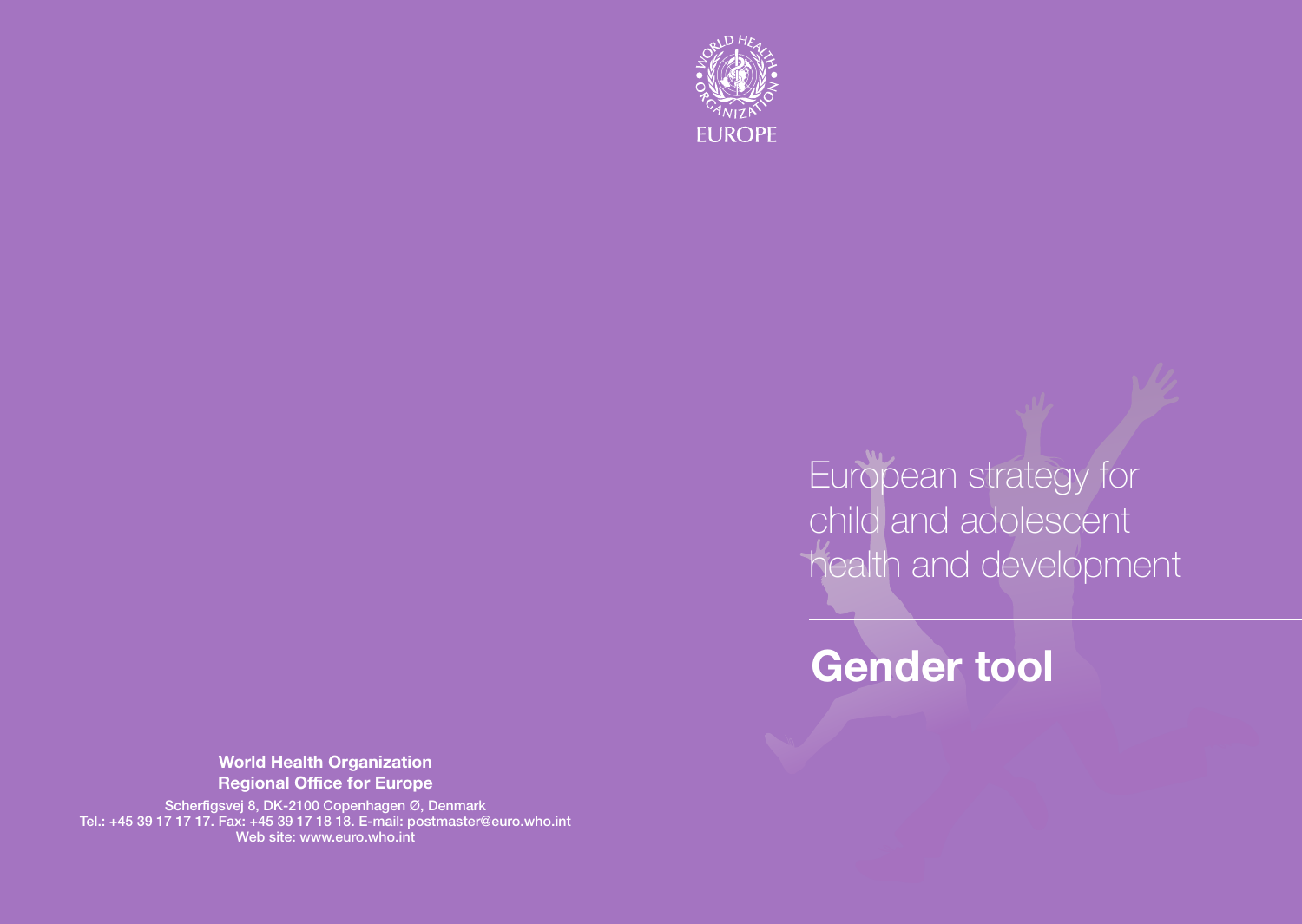WORLD HEALTH ORGANIZATION

EUROPE

# European strategy for child and adolescent health and development

## Gender tool

**World Health Organization**
**Regional Office for Europe**

Scherfigsvej 8, DK-2100 Copenhagen Ø, Denmark
Tel.: +45 39 17 17 17. Fax: +45 39 17 18 18. E-mail: postmaster@euro.who.int
Web site: www.euro.who.int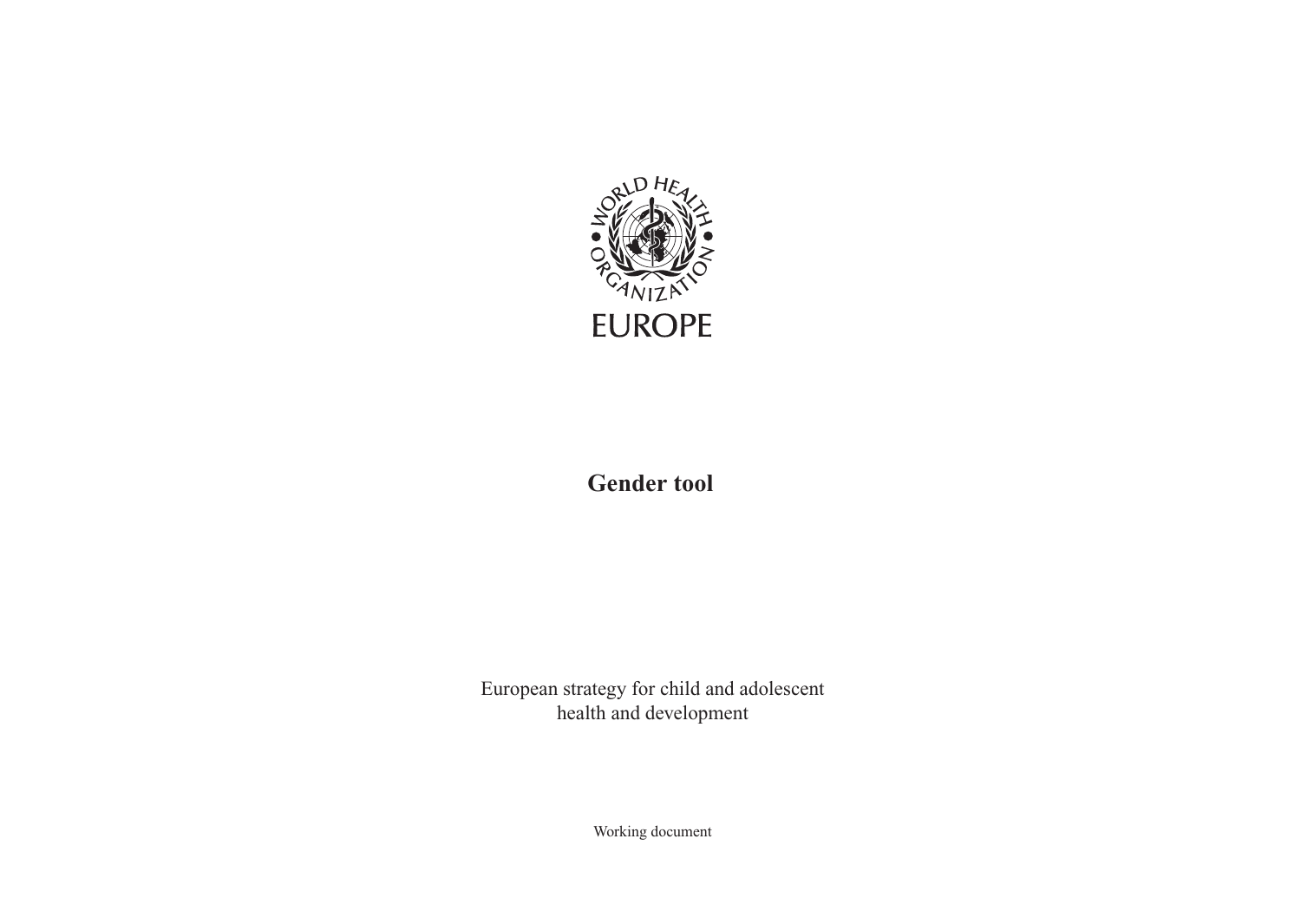WORLD HEALTH ORGANIZATION

EUROPE

# Gender tool

European strategy for child and adolescent health and development

Working document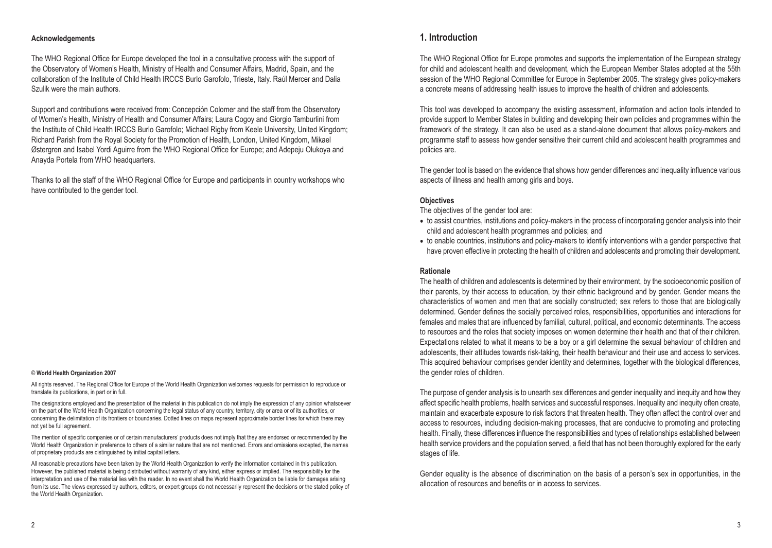#### Acknowledgements

The WHO Regional Office for Europe developed the tool in a consultative process with the support of the Observatory of Women's Health, Ministry of Health and Consumer Affairs, Madrid, Spain, and the collaboration of the Institute of Child Health IRCCS Burlo Garofolo, Trieste, Italy. Raúl Mercer and Dalia Szulik were the main authors.

Support and contributions were received from: Concepción Colomer and the staff from the Observatory of Women's Health, Ministry of Health and Consumer Affairs; Laura Cogoy and Giorgio Tamburlini from the Institute of Child Health IRCCS Burlo Garofolo; Michael Rigby from Keele University, United Kingdom; Richard Parish from the Royal Society for the Promotion of Health, London, United Kingdom, Mikael Østergren and Isabel Yordi Aguirre from the WHO Regional Office for Europe; and Adepeju Olukoya and Anayda Portela from WHO headquarters.

Thanks to all the staff of the WHO Regional Office for Europe and participants in country workshops who have contributed to the gender tool.

**© World Health Organization 2007**

All rights reserved. The Regional Office for Europe of the World Health Organization welcomes requests for permission to reproduce or translate its publications, in part or in full.

The designations employed and the presentation of the material in this publication do not imply the expression of any opinion whatsoever on the part of the World Health Organization concerning the legal status of any country, territory, city or area or of its authorities, or concerning the delimitation of its frontiers or boundaries. Dotted lines on maps represent approximate border lines for which there may not yet be full agreement.

The mention of specific companies or of certain manufacturers' products does not imply that they are endorsed or recommended by the World Health Organization in preference to others of a similar nature that are not mentioned. Errors and omissions excepted, the names of proprietary products are distinguished by initial capital letters.

All reasonable precautions have been taken by the World Health Organization to verify the information contained in this publication. However, the published material is being distributed without warranty of any kind, either express or implied. The responsibility for the interpretation and use of the material lies with the reader. In no event shall the World Health Organization be liable for damages arising from its use. The views expressed by authors, editors, or expert groups do not necessarily represent the decisions or the stated policy of the World Health Organization.

## 1. Introduction

The WHO Regional Office for Europe promotes and supports the implementation of the European strategy for child and adolescent health and development, which the European Member States adopted at the 55th session of the WHO Regional Committee for Europe in September 2005. The strategy gives policy-makers a concrete means of addressing health issues to improve the health of children and adolescents.

This tool was developed to accompany the existing assessment, information and action tools intended to provide support to Member States in building and developing their own policies and programmes within the framework of the strategy. It can also be used as a stand-alone document that allows policy-makers and programme staff to assess how gender sensitive their current child and adolescent health programmes and policies are.

The gender tool is based on the evidence that shows how gender differences and inequality influence various aspects of illness and health among girls and boys.

#### Objectives

The objectives of the gender tool are:

- to assist countries, institutions and policy-makers in the process of incorporating gender analysis into their child and adolescent health programmes and policies; and
- to enable countries, institutions and policy-makers to identify interventions with a gender perspective that have proven effective in protecting the health of children and adolescents and promoting their development.

#### Rationale

The health of children and adolescents is determined by their environment, by the socioeconomic position of their parents, by their access to education, by their ethnic background and by gender. Gender means the characteristics of women and men that are socially constructed; sex refers to those that are biologically determined. Gender defines the socially perceived roles, responsibilities, opportunities and interactions for females and males that are influenced by familial, cultural, political, and economic determinants. The access to resources and the roles that society imposes on women determine their health and that of their children. Expectations related to what it means to be a boy or a girl determine the sexual behaviour of children and adolescents, their attitudes towards risk-taking, their health behaviour and their use and access to services. This acquired behaviour comprises gender identity and determines, together with the biological differences, the gender roles of children.

The purpose of gender analysis is to unearth sex differences and gender inequality and inequity and how they affect specific health problems, health services and successful responses. Inequality and inequity often create, maintain and exacerbate exposure to risk factors that threaten health. They often affect the control over and access to resources, including decision-making processes, that are conducive to promoting and protecting health. Finally, these differences influence the responsibilities and types of relationships established between health service providers and the population served, a field that has not been thoroughly explored for the early stages of life.

Gender equality is the absence of discrimination on the basis of a person's sex in opportunities, in the allocation of resources and benefits or in access to services.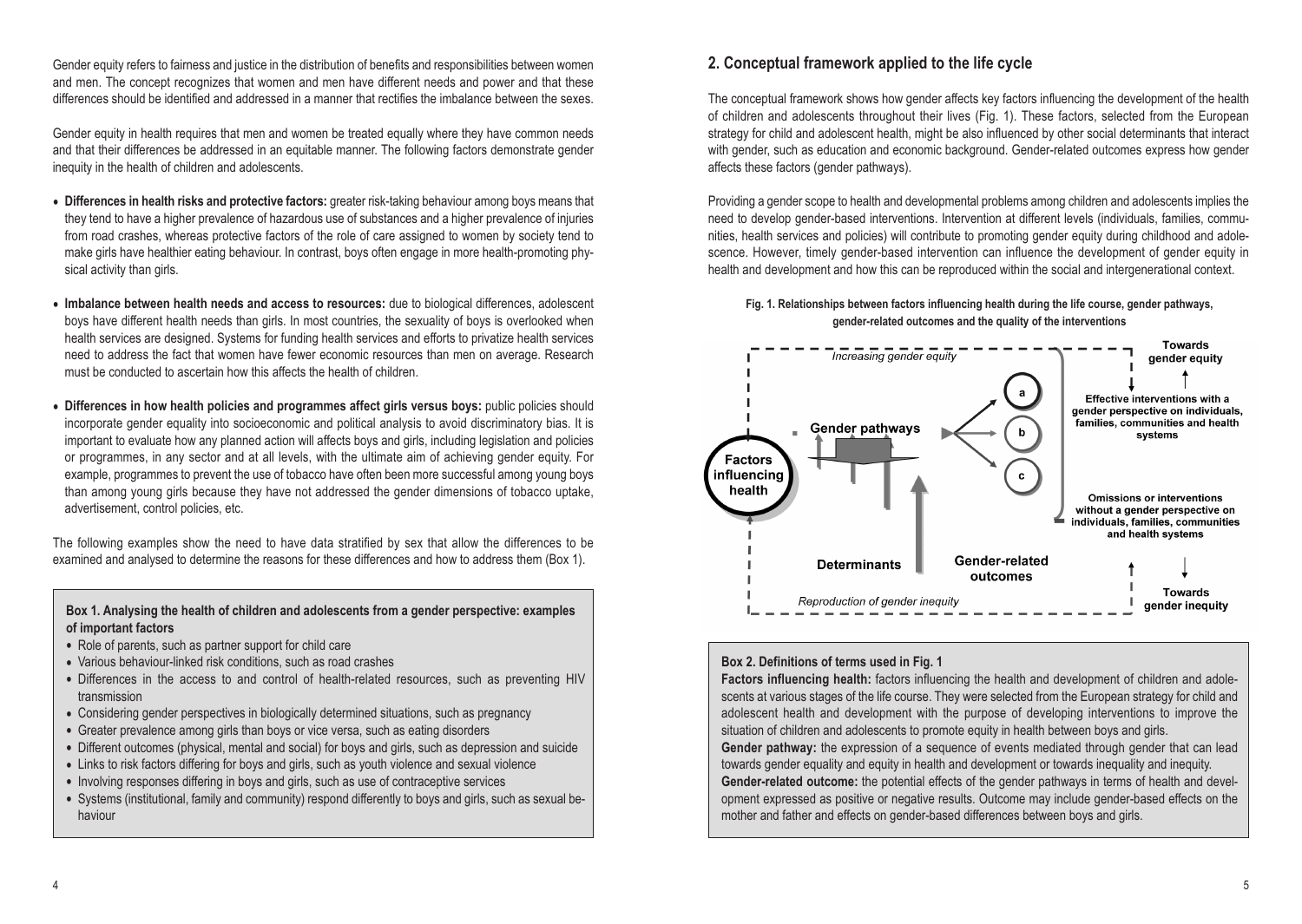Gender equity refers to fairness and justice in the distribution of benefits and responsibilities between women and men. The concept recognizes that women and men have different needs and power and that these differences should be identified and addressed in a manner that rectifies the imbalance between the sexes.

Gender equity in health requires that men and women be treated equally where they have common needs and that their differences be addressed in an equitable manner. The following factors demonstrate gender inequity in the health of children and adolescents.

- **Differences in health risks and protective factors:** greater risk-taking behaviour among boys means that they tend to have a higher prevalence of hazardous use of substances and a higher prevalence of injuries from road crashes, whereas protective factors of the role of care assigned to women by society tend to make girls have healthier eating behaviour. In contrast, boys often engage in more health-promoting physical activity than girls.
- **Imbalance between health needs and access to resources:** due to biological differences, adolescent boys have different health needs than girls. In most countries, the sexuality of boys is overlooked when health services are designed. Systems for funding health services and efforts to privatize health services need to address the fact that women have fewer economic resources than men on average. Research must be conducted to ascertain how this affects the health of children.
- **Differences in how health policies and programmes affect girls versus boys:** public policies should incorporate gender equality into socioeconomic and political analysis to avoid discriminatory bias. It is important to evaluate how any planned action will affects boys and girls, including legislation and policies or programmes, in any sector and at all levels, with the ultimate aim of achieving gender equity. For example, programmes to prevent the use of tobacco have often been more successful among young boys than among young girls because they have not addressed the gender dimensions of tobacco uptake, advertisement, control policies, etc.

The following examples show the need to have data stratified by sex that allow the differences to be examined and analysed to determine the reasons for these differences and how to address them (Box 1).

**Box 1. Analysing the health of children and adolescents from a gender perspective: examples of important factors**

- Role of parents, such as partner support for child care
- Various behaviour-linked risk conditions, such as road crashes
- Differences in the access to and control of health-related resources, such as preventing HIV transmission
- Considering gender perspectives in biologically determined situations, such as pregnancy
- Greater prevalence among girls than boys or vice versa, such as eating disorders
- Different outcomes (physical, mental and social) for boys and girls, such as depression and suicide
- Links to risk factors differing for boys and girls, such as youth violence and sexual violence
- Involving responses differing in boys and girls, such as use of contraceptive services
- Systems (institutional, family and community) respond differently to boys and girls, such as sexual behaviour

## 2. Conceptual framework applied to the life cycle

The conceptual framework shows how gender affects key factors influencing the development of the health of children and adolescents throughout their lives (Fig. 1). These factors, selected from the European strategy for child and adolescent health, might be also influenced by other social determinants that interact with gender, such as education and economic background. Gender-related outcomes express how gender affects these factors (gender pathways).

Providing a gender scope to health and developmental problems among children and adolescents implies the need to develop gender-based interventions. Intervention at different levels (individuals, families, communities, health services and policies) will contribute to promoting gender equity during childhood and adolescence. However, timely gender-based intervention can influence the development of gender equity in health and development and how this can be reproduced within the social and intergenerational context.

**Fig. 1. Relationships between factors influencing health during the life course, gender pathways, gender-related outcomes and the quality of the interventions**

Increasing gender equity — Towards gender equity

Factors influencing health — Gender pathways — a, b, c

Effective interventions with a gender perspective on individuals, families, communities and health systems

Omissions or interventions without a gender perspective on individuals, families, communities and health systems

Determinants — Gender-related outcomes

Reproduction of gender inequity — Towards gender inequity

**Box 2. Definitions of terms used in Fig. 1**

**Factors influencing health:** factors influencing the health and development of children and adolescents at various stages of the life course. They were selected from the European strategy for child and adolescent health and development with the purpose of developing interventions to improve the situation of children and adolescents to promote equity in health between boys and girls.

**Gender pathway:** the expression of a sequence of events mediated through gender that can lead towards gender equality and equity in health and development or towards inequality and inequity.

**Gender-related outcome:** the potential effects of the gender pathways in terms of health and development expressed as positive or negative results. Outcome may include gender-based effects on the mother and father and effects on gender-based differences between boys and girls.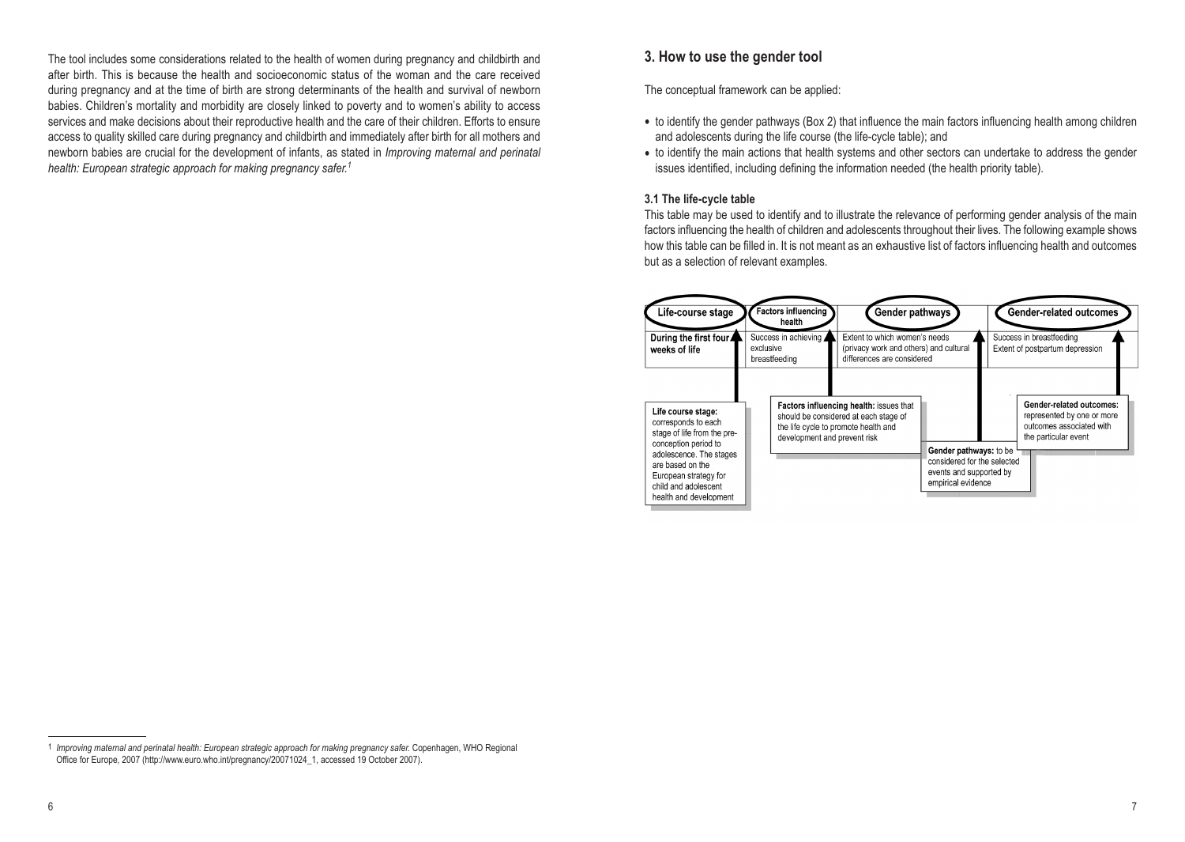The tool includes some considerations related to the health of women during pregnancy and childbirth and after birth. This is because the health and socioeconomic status of the woman and the care received during pregnancy and at the time of birth are strong determinants of the health and survival of newborn babies. Children's mortality and morbidity are closely linked to poverty and to women's ability to access services and make decisions about their reproductive health and the care of their children. Efforts to ensure access to quality skilled care during pregnancy and childbirth and immediately after birth for all mothers and newborn babies are crucial for the development of infants, as stated in *Improving maternal and perinatal health: European strategic approach for making pregnancy safer.*[1]

## 3. How to use the gender tool

The conceptual framework can be applied:

- to identify the gender pathways (Box 2) that influence the main factors influencing health among children and adolescents during the life course (the life-cycle table); and
- to identify the main actions that health systems and other sectors can undertake to address the gender issues identified, including defining the information needed (the health priority table).

### 3.1 The life-cycle table

This table may be used to identify and to illustrate the relevance of performing gender analysis of the main factors influencing the health of children and adolescents throughout their lives. The following example shows how this table can be filled in. It is not meant as an exhaustive list of factors influencing health and outcomes but as a selection of relevant examples.

| Life-course stage | Factors influencing health | Gender pathways | Gender-related outcomes |
|---|---|---|---|
| During the first four weeks of life | Success in achieving exclusive breastfeeding | Extent to which women's needs (privacy work and others) and cultural differences are considered | Success in breastfeeding<br>Extent of postpartum depression |

**Life course stage:** corresponds to each stage of life from the pre-conception period to adolescence. The stages are based on the European strategy for child and adolescent health and development

**Factors influencing health:** issues that should be considered at each stage of the life cycle to promote health and development and prevent risk

**Gender pathways:** to be considered for the selected events and supported by empirical evidence

**Gender-related outcomes:** represented by one or more outcomes associated with the particular event

---

1 *Improving maternal and perinatal health: European strategic approach for making pregnancy safer.* Copenhagen, WHO Regional Office for Europe, 2007 (http://www.euro.who.int/pregnancy/20071024_1, accessed 19 October 2007).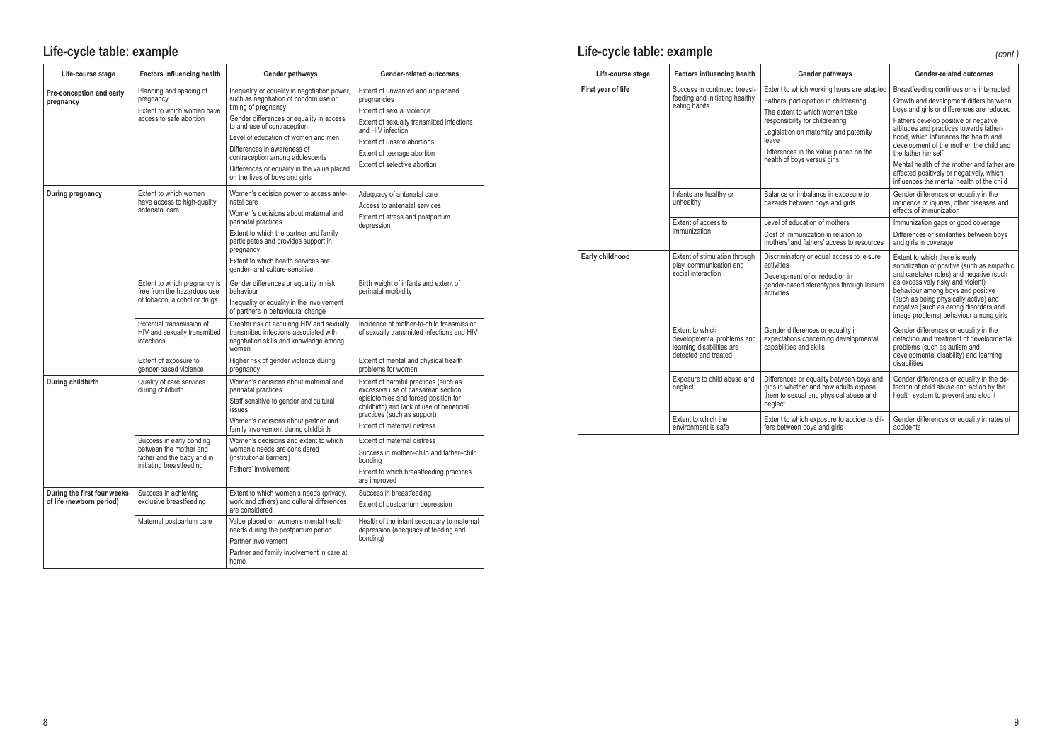## Life-cycle table: example

| Life-course stage | Factors influencing health | Gender pathways | Gender-related outcomes |
|---|---|---|---|
| **Pre-conception and early pregnancy** | Planning and spacing of pregnancy<br>Extent to which women have access to safe abortion | Inequality or equality in negotiation power, such as negotiation of condom use or timing of pregnancy<br>Gender differences or equality in access to and use of contraception<br>Level of education of women and men<br>Differences in awareness of contraception among adolescents<br>Differences or equality in the value placed on the lives of boys and girls | Extent of unwanted and unplanned pregnancies<br>Extent of sexual violence<br>Extent of sexually transmitted infections and HIV infection<br>Extent of unsafe abortions<br>Extent of teenage abortion<br>Extent of selective abortion |
| **During pregnancy** | Extent to which women have access to high-quality antenatal care | Women's decision power to access antenatal care<br>Women's decisions about maternal and perinatal practices<br>Extent to which the partner and family participates and provides support in pregnancy<br>Extent to which health services are gender- and culture-sensitive | Adequacy of antenatal care<br>Access to antenatal services<br>Extent of stress and postpartum depression |
| | Extent to which pregnancy is free from the hazardous use of tobacco, alcohol or drugs | Gender differences or equality in risk behaviour<br>Inequality or equality in the involvement of partners in behavioural change | Birth weight of infants and extent of perinatal morbidity |
| | Potential transmission of HIV and sexually transmitted infections | Greater risk of acquiring HIV and sexually transmitted infections associated with negotiation skills and knowledge among women | Incidence of mother-to-child transmission of sexually transmitted infections and HIV |
| | Extent of exposure to gender-based violence | Higher risk of gender violence during pregnancy | Extent of mental and physical health problems for women |
| **During childbirth** | Quality of care services during childbirth | Women's decisions about maternal and perinatal practices<br>Staff sensitive to gender and cultural issues<br>Women's decisions about partner and family involvement during childbirth | Extent of harmful practices (such as excessive use of caesarean section, episiotomies and forced position for childbirth) and lack of use of beneficial practices (such as support)<br>Extent of maternal distress |
| | Success in early bonding between the mother and father and the baby and in initiating breastfeeding | Women's decisions and extent to which women's needs are considered (institutional barriers)<br>Fathers' involvement | Extent of maternal distress<br>Success in mother–child and father–child bonding<br>Extent to which breastfeeding practices are improved |
| **During the first four weeks of life (newborn period)** | Success in achieving exclusive breastfeeding | Extent to which women's needs (privacy, work and others) and cultural differences are considered | Success in breastfeeding<br>Extent of postpartum depression |
| | Maternal postpartum care | Value placed on women's mental health needs during the postpartum period<br>Partner involvement<br>Partner and family involvement in care at home | Health of the infant secondary to maternal depression (adequacy of feeding and bonding) |

## Life-cycle table: example *(cont.)*

| Life-course stage | Factors influencing health | Gender pathways | Gender-related outcomes |
|---|---|---|---|
| **First year of life** | Success in continued breastfeeding and initiating healthy eating habits | Extent to which working hours are adapted<br>Fathers' participation in childrearing<br>The extent to which women take responsibility for childrearing<br>Legislation on maternity and paternity leave<br>Differences in the value placed on the health of boys versus girls | Breastfeeding continues or is interrupted<br>Growth and development differs between boys and girls or differences are reduced<br>Fathers develop positive or negative attitudes and practices towards fatherhood, which influences the health and development of the mother, the child and the father himself<br>Mental health of the mother and father are affected positively or negatively, which influences the mental health of the child |
| | Infants are healthy or unhealthy | Balance or imbalance in exposure to hazards between boys and girls | Gender differences or equality in the incidence of injuries, other diseases and effects of immunization |
| | Extent of access to immunization | Level of education of mothers<br>Cost of immunization in relation to mothers' and fathers' access to resources | Immunization gaps or good coverage<br>Differences or similarities between boys and girls in coverage |
| **Early childhood** | Extent of stimulation through play, communication and social interaction | Discriminatory or equal access to leisure activities<br>Development of or reduction in gender-based stereotypes through leisure activities | Extent to which there is early socialization of positive (such as empathic and caretaker roles) and negative (such as excessively risky and violent) behaviour among boys and positive (such as being physically active) and negative (such as eating disorders and image problems) behaviour among girls |
| | Extent to which developmental problems and learning disabilities are detected and treated | Gender differences or equality in expectations concerning developmental capabilities and skills | Gender differences or equality in the detection and treatment of developmental problems (such as autism and developmental disability) and learning disabilities |
| | Exposure to child abuse and neglect | Differences or equality between boys and girls in whether and how adults expose them to sexual and physical abuse and neglect | Gender differences or equality in the detection of child abuse and action by the health system to prevent and stop it |
| | Extent to which the environment is safe | Extent to which exposure to accidents differs between boys and girls | Gender differences or equality in rates of accidents |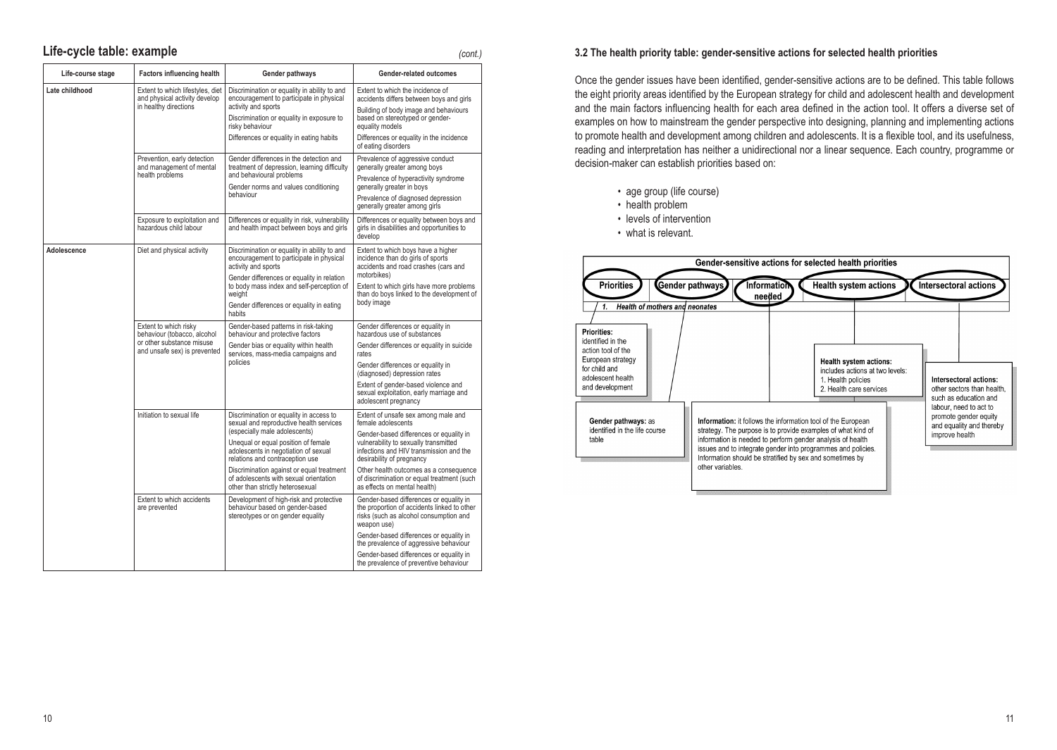## Life-cycle table: example

*(cont.)*

| Life-course stage | Factors influencing health | Gender pathways | Gender-related outcomes |
|---|---|---|---|
| Late childhood | Extent to which lifestyles, diet and physical activity develop in healthy directions | Discrimination or equality in ability to and encouragement to participate in physical activity and sports<br>Discrimination or equality in exposure to risky behaviour<br>Differences or equality in eating habits | Extent to which the incidence of accidents differs between boys and girls<br>Building of body image and behaviours based on stereotyped or gender-equality models<br>Differences or equality in the incidence of eating disorders |
| | Prevention, early detection and management of mental health problems | Gender differences in the detection and treatment of depression, learning difficulty and behavioural problems<br>Gender norms and values conditioning behaviour | Prevalence of aggressive conduct generally greater among boys<br>Prevalence of hyperactivity syndrome generally greater in boys<br>Prevalence of diagnosed depression generally greater among girls |
| | Exposure to exploitation and hazardous child labour | Differences or equality in risk, vulnerability and health impact between boys and girls | Differences or equality between boys and girls in disabilities and opportunities to develop |
| Adolescence | Diet and physical activity | Discrimination or equality in ability to and encouragement to participate in physical activity and sports<br>Gender differences or equality in relation to body mass index and self-perception of weight<br>Gender differences or equality in eating habits | Extent to which boys have a higher incidence than do girls of sports accidents and road crashes (cars and motorbikes)<br>Extent to which girls have more problems than do boys linked to the development of body image |
| | Extent to which risky behaviour (tobacco, alcohol or other substance misuse and unsafe sex) is prevented | Gender-based patterns in risk-taking behaviour and protective factors<br>Gender bias or equality within health services, mass-media campaigns and policies | Gender differences or equality in hazardous use of substances<br>Gender differences or equality in suicide rates<br>Gender differences or equality in (diagnosed) depression rates<br>Extent of gender-based violence and sexual exploitation, early marriage and adolescent pregnancy |
| | Initiation to sexual life | Discrimination or equality in access to sexual and reproductive health services (especially male adolescents)<br>Unequal or equal position of female adolescents in negotiation of sexual relations and contraception use<br>Discrimination against or equal treatment of adolescents with sexual orientation other than strictly heterosexual | Extent of unsafe sex among male and female adolescents<br>Gender-based differences or equality in vulnerability to sexually transmitted infections and HIV transmission and the desirability of pregnancy<br>Other health outcomes as a consequence of discrimination or equal treatment (such as effects on mental health) |
| | Extent to which accidents are prevented | Development of high-risk and protective behaviour based on gender-based stereotypes or on gender equality | Gender-based differences or equality in the proportion of accidents linked to other risks (such as alcohol consumption and weapon use)<br>Gender-based differences or equality in the prevalence of aggressive behaviour<br>Gender-based differences or equality in the prevalence of preventive behaviour |

### 3.2 The health priority table: gender-sensitive actions for selected health priorities

Once the gender issues have been identified, gender-sensitive actions are to be defined. This table follows the eight priority areas identified by the European strategy for child and adolescent health and development and the main factors influencing health for each area defined in the action tool. It offers a diverse set of examples on how to mainstream the gender perspective into designing, planning and implementing actions to promote health and development among children and adolescents. It is a flexible tool, and its usefulness, reading and interpretation has neither a unidirectional nor a linear sequence. Each country, programme or decision-maker can establish priorities based on:

- age group (life course)
- health problem
- levels of intervention
- what is relevant.

**Gender-sensitive actions for selected health priorities**

| Priorities | Gender pathways | Information needed | Health system actions | Intersectoral actions |
|---|---|---|---|---|
| *1. Health of mothers and neonates* | | | | |

**Priorities:** identified in the action tool of the European strategy for child and adolescent health and development

**Gender pathways:** as identified in the life course table

**Information:** it follows the information tool of the European strategy. The purpose is to provide examples of what kind of information is needed to perform gender analysis of health issues and to integrate gender into programmes and policies. Information should be stratified by sex and sometimes by other variables.

**Health system actions:** includes actions at two levels:
1. Health policies
2. Health care services

**Intersectoral actions:** other sectors than health, such as education and labour, need to act to promote gender equity and equality and thereby improve health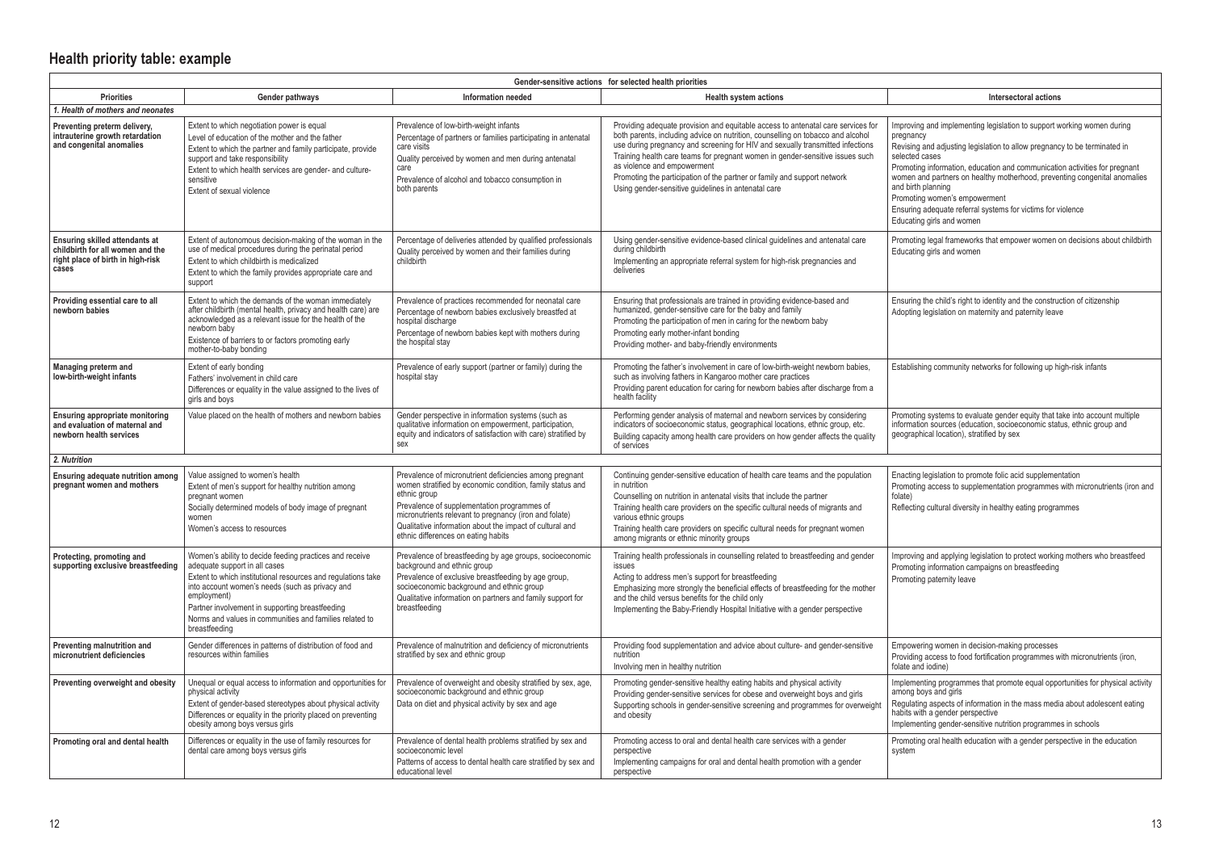## Health priority table: example

| Gender-sensitive actions for selected health priorities | | | | |
|---|---|---|---|---|
| **Priorities** | **Gender pathways** | **Information needed** | **Health system actions** | **Intersectoral actions** |
| ***1. Health of mothers and neonates*** | | | | |
| **Preventing preterm delivery, intrauterine growth retardation and congenital anomalies** | Extent to which negotiation power is equal<br>Level of education of the mother and the father<br>Extent to which the partner and family participate, provide support and take responsibility<br>Extent to which health services are gender- and culture-sensitive<br>Extent of sexual violence | Prevalence of low-birth-weight infants<br>Percentage of partners or families participating in antenatal care visits<br>Quality perceived by women and men during antenatal care<br>Prevalence of alcohol and tobacco consumption in both parents | Providing adequate provision and equitable access to antenatal care services for both parents, including advice on nutrition, counselling on tobacco and alcohol use during pregnancy and screening for HIV and sexually transmitted infections<br>Training health care teams for pregnant women in gender-sensitive issues such as violence and empowerment<br>Promoting the participation of the partner or family and support network<br>Using gender-sensitive guidelines in antenatal care | Improving and implementing legislation to support working women during pregnancy<br>Revising and adjusting legislation to allow pregnancy to be terminated in selected cases<br>Promoting information, education and communication activities for pregnant women and partners on healthy motherhood, preventing congenital anomalies and birth planning<br>Promoting women's empowerment<br>Ensuring adequate referral systems for victims for violence<br>Educating girls and women |
| **Ensuring skilled attendants at childbirth for all women and the right place of birth in high-risk cases** | Extent of autonomous decision-making of the woman in the use of medical procedures during the perinatal period<br>Extent to which childbirth is medicalized<br>Extent to which the family provides appropriate care and support | Percentage of deliveries attended by qualified professionals<br>Quality perceived by women and their families during childbirth | Using gender-sensitive evidence-based clinical guidelines and antenatal care during childbirth<br>Implementing an appropriate referral system for high-risk pregnancies and deliveries | Promoting legal frameworks that empower women on decisions about childbirth<br>Educating girls and women |
| **Providing essential care to all newborn babies** | Extent to which the demands of the woman immediately after childbirth (mental health, privacy and health care) are acknowledged as a relevant issue for the health of the newborn baby<br>Existence of barriers to or factors promoting early mother-to-baby bonding | Prevalence of practices recommended for neonatal care<br>Percentage of newborn babies exclusively breastfed at hospital discharge<br>Percentage of newborn babies kept with mothers during the hospital stay | Ensuring that professionals are trained in providing evidence-based and humanized, gender-sensitive care for the baby and family<br>Promoting the participation of men in caring for the newborn baby<br>Promoting early mother-infant bonding<br>Providing mother- and baby-friendly environments | Ensuring the child's right to identity and the construction of citizenship<br>Adopting legislation on maternity and paternity leave |
| **Managing preterm and low-birth-weight infants** | Extent of early bonding<br>Fathers' involvement in child care<br>Differences or equality in the value assigned to the lives of girls and boys | Prevalence of early support (partner or family) during the hospital stay | Promoting the father's involvement in care of low-birth-weight newborn babies, such as involving fathers in Kangaroo mother care practices<br>Providing parent education for caring for newborn babies after discharge from a health facility | Establishing community networks for following up high-risk infants |
| **Ensuring appropriate monitoring and evaluation of maternal and newborn health services** | Value placed on the health of mothers and newborn babies | Gender perspective in information systems (such as qualitative information on empowerment, participation, equity and indicators of satisfaction with care) stratified by sex | Performing gender analysis of maternal and newborn services by considering indicators of socioeconomic status, geographical locations, ethnic group, etc.<br>Building capacity among health care providers on how gender affects the quality of services | Promoting systems to evaluate gender equity that take into account multiple information sources (education, socioeconomic status, ethnic group and geographical location), stratified by sex |
| ***2. Nutrition*** | | | | |
| **Ensuring adequate nutrition among pregnant women and mothers** | Value assigned to women's health<br>Extent of men's support for healthy nutrition among pregnant women<br>Socially determined models of body image of pregnant women<br>Women's access to resources | Prevalence of micronutrient deficiencies among pregnant women stratified by economic condition, family status and ethnic group<br>Prevalence of supplementation programmes of micronutrients relevant to pregnancy (iron and folate)<br>Qualitative information about the impact of cultural and ethnic differences on eating habits | Continuing gender-sensitive education of health care teams and the population in nutrition<br>Counselling on nutrition in antenatal visits that include the partner<br>Training health care providers on the specific cultural needs of migrants and various ethnic groups<br>Training health care providers on specific cultural needs for pregnant women among migrants or ethnic minority groups | Enacting legislation to promote folic acid supplementation<br>Promoting access to supplementation programmes with micronutrients (iron and folate)<br>Reflecting cultural diversity in healthy eating programmes |
| **Protecting, promoting and supporting exclusive breastfeeding** | Women's ability to decide feeding practices and receive adequate support in all cases<br>Extent to which institutional resources and regulations take into account women's needs (such as privacy and employment)<br>Partner involvement in supporting breastfeeding<br>Norms and values in communities and families related to breastfeeding | Prevalence of breastfeeding by age groups, socioeconomic background and ethnic group<br>Prevalence of exclusive breastfeeding by age group, socioeconomic background and ethnic group<br>Qualitative information on partners and family support for breastfeeding | Training health professionals in counselling related to breastfeeding and gender issues<br>Acting to address men's support for breastfeeding<br>Emphasizing more strongly the beneficial effects of breastfeeding for the mother and the child versus benefits for the child only<br>Implementing the Baby-Friendly Hospital Initiative with a gender perspective | Improving and applying legislation to protect working mothers who breastfeed<br>Promoting information campaigns on breastfeeding<br>Promoting paternity leave |
| **Preventing malnutrition and micronutrient deficiencies** | Gender differences in patterns of distribution of food and resources within families | Prevalence of malnutrition and deficiency of micronutrients stratified by sex and ethnic group | Providing food supplementation and advice about culture- and gender-sensitive nutrition<br>Involving men in healthy nutrition | Empowering women in decision-making processes<br>Providing access to food fortification programmes with micronutrients (iron, folate and iodine) |
| **Preventing overweight and obesity** | Unequal or equal access to information and opportunities for physical activity<br>Extent of gender-based stereotypes about physical activity<br>Differences or equality in the priority placed on preventing obesity among boys versus girls | Prevalence of overweight and obesity stratified by sex, age, socioeconomic background and ethnic group<br>Data on diet and physical activity by sex and age | Promoting gender-sensitive healthy eating habits and physical activity<br>Providing gender-sensitive services for obese and overweight boys and girls<br>Supporting schools in gender-sensitive screening and programmes for overweight and obesity | Implementing programmes that promote equal opportunities for physical activity among boys and girls<br>Regulating aspects of information in the mass media about adolescent eating habits with a gender perspective<br>Implementing gender-sensitive nutrition programmes in schools |
| **Promoting oral and dental health** | Differences or equality in the use of family resources for dental care among boys versus girls | Prevalence of dental health problems stratified by sex and socioeconomic level<br>Patterns of access to dental health care stratified by sex and educational level | Promoting access to oral and dental health care services with a gender perspective<br>Implementing campaigns for oral and dental health promotion with a gender perspective | Promoting oral health education with a gender perspective in the education system |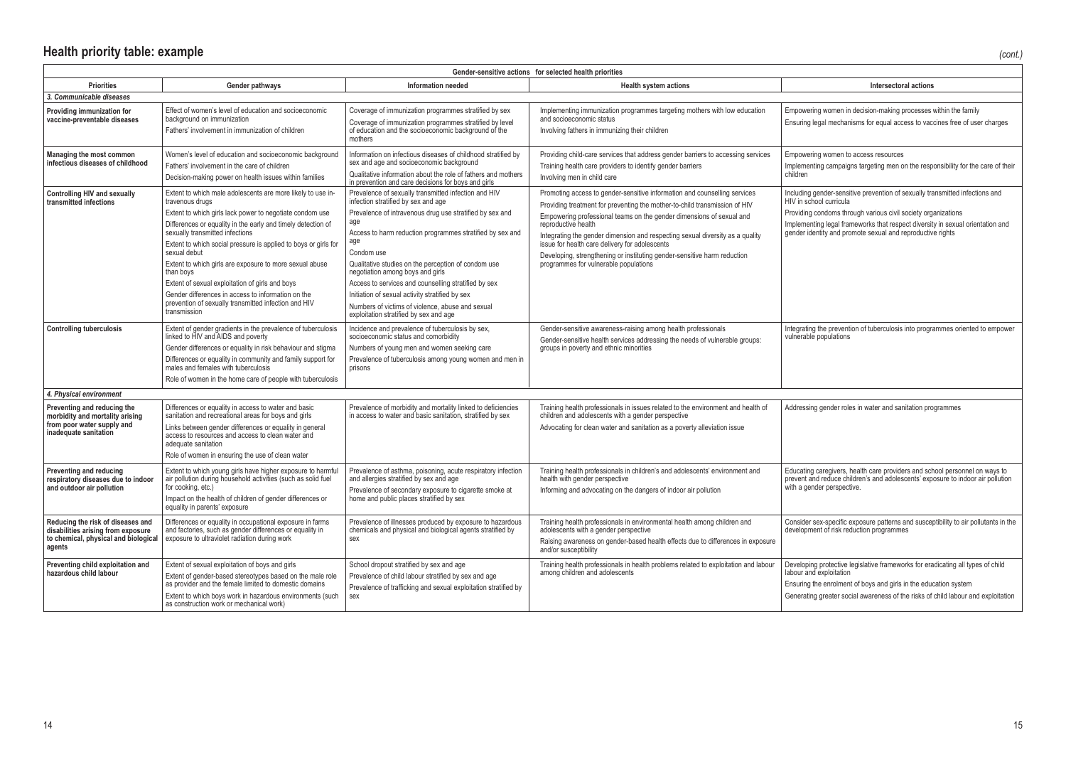## Health priority table: example

*(cont.)*

| Gender-sensitive actions for selected health priorities | | | | |
|---|---|---|---|---|
| **Priorities** | **Gender pathways** | **Information needed** | **Health system actions** | **Intersectoral actions** |
| ***3. Communicable diseases*** | | | | |
| **Providing immunization for vaccine-preventable diseases** | Effect of women's level of education and socioeconomic background on immunization<br>Fathers' involvement in immunization of children | Coverage of immunization programmes stratified by sex<br>Coverage of immunization programmes stratified by level of education and the socioeconomic background of the mothers | Implementing immunization programmes targeting mothers with low education and socioeconomic status<br>Involving fathers in immunizing their children | Empowering women in decision-making processes within the family<br>Ensuring legal mechanisms for equal access to vaccines free of user charges |
| **Managing the most common infectious diseases of childhood** | Women's level of education and socioeconomic background<br>Fathers' involvement in the care of children<br>Decision-making power on health issues within families | Information on infectious diseases of childhood stratified by sex and age and socioeconomic background<br>Qualitative information about the role of fathers and mothers in prevention and care decisions for boys and girls | Providing child-care services that address gender barriers to accessing services<br>Training health care providers to identify gender barriers<br>Involving men in child care | Empowering women to access resources<br>Implementing campaigns targeting men on the responsibility for the care of their children |
| **Controlling HIV and sexually transmitted infections** | Extent to which male adolescents are more likely to use intravenous drugs<br>Extent to which girls lack power to negotiate condom use<br>Differences or equality in the early and timely detection of sexually transmitted infections<br>Extent to which social pressure is applied to boys or girls for sexual debut<br>Extent to which girls are exposure to more sexual abuse than boys<br>Extent of sexual exploitation of girls and boys<br>Gender differences in access to information on the prevention of sexually transmitted infection and HIV transmission | Prevalence of sexually transmitted infection and HIV infection stratified by sex and age<br>Prevalence of intravenous drug use stratified by sex and age<br>Access to harm reduction programmes stratified by sex and age<br>Condom use<br>Qualitative studies on the perception of condom use negotiation among boys and girls<br>Access to services and counselling stratified by sex<br>Initiation of sexual activity stratified by sex<br>Numbers of victims of violence, abuse and sexual exploitation stratified by sex and age | Promoting access to gender-sensitive information and counselling services<br>Providing treatment for preventing the mother-to-child transmission of HIV<br>Empowering professional teams on the gender dimensions of sexual and reproductive health<br>Integrating the gender dimension and respecting sexual diversity as a quality issue for health care delivery for adolescents<br>Developing, strengthening or instituting gender-sensitive harm reduction programmes for vulnerable populations | Including gender-sensitive prevention of sexually transmitted infections and HIV in school curricula<br>Providing condoms through various civil society organizations<br>Implementing legal frameworks that respect diversity in sexual orientation and gender identity and promote sexual and reproductive rights |
| **Controlling tuberculosis** | Extent of gender gradients in the prevalence of tuberculosis linked to HIV and AIDS and poverty<br>Gender differences or equality in risk behaviour and stigma<br>Differences or equality in community and family support for males and females with tuberculosis<br>Role of women in the home care of people with tuberculosis | Incidence and prevalence of tuberculosis by sex, socioeconomic status and comorbidity<br>Numbers of young men and women seeking care<br>Prevalence of tuberculosis among young women and men in prisons | Gender-sensitive awareness-raising among health professionals<br>Gender-sensitive health services addressing the needs of vulnerable groups: groups in poverty and ethnic minorities | Integrating the prevention of tuberculosis into programmes oriented to empower vulnerable populations |
| ***4. Physical environment*** | | | | |
| **Preventing and reducing the morbidity and mortality arising from poor water supply and inadequate sanitation** | Differences or equality in access to water and basic sanitation and recreational areas for boys and girls<br>Links between gender differences or equality in general access to resources and access to clean water and adequate sanitation<br>Role of women in ensuring the use of clean water | Prevalence of morbidity and mortality linked to deficiencies in access to water and basic sanitation, stratified by sex | Training health professionals in issues related to the environment and health of children and adolescents with a gender perspective<br>Advocating for clean water and sanitation as a poverty alleviation issue | Addressing gender roles in water and sanitation programmes |
| **Preventing and reducing respiratory diseases due to indoor and outdoor air pollution** | Extent to which young girls have higher exposure to harmful air pollution during household activities (such as solid fuel for cooking, etc.)<br>Impact on the health of children of gender differences or equality in parents' exposure | Prevalence of asthma, poisoning, acute respiratory infection and allergies stratified by sex and age<br>Prevalence of secondary exposure to cigarette smoke at home and public places stratified by sex | Training health professionals in children's and adolescents' environment and health with gender perspective<br>Informing and advocating on the dangers of indoor air pollution | Educating caregivers, health care providers and school personnel on ways to prevent and reduce children's and adolescents' exposure to indoor air pollution with a gender perspective. |
| **Reducing the risk of diseases and disabilities arising from exposure to chemical, physical and biological agents** | Differences or equality in occupational exposure in farms and factories, such as gender differences or equality in exposure to ultraviolet radiation during work | Prevalence of illnesses produced by exposure to hazardous chemicals and physical and biological agents stratified by sex | Training health professionals in environmental health among children and adolescents with a gender perspective<br>Raising awareness on gender-based health effects due to differences in exposure and/or susceptibility | Consider sex-specific exposure patterns and susceptibility to air pollutants in the development of risk reduction programmes |
| **Preventing child exploitation and hazardous child labour** | Extent of sexual exploitation of boys and girls<br>Extent of gender-based stereotypes based on the male role as provider and the female limited to domestic domains<br>Extent to which boys work in hazardous environments (such as construction work or mechanical work) | School dropout stratified by sex and age<br>Prevalence of child labour stratified by sex and age<br>Prevalence of trafficking and sexual exploitation stratified by sex | Training health professionals in health problems related to exploitation and labour among children and adolescents | Developing protective legislative frameworks for eradicating all types of child labour and exploitation<br>Ensuring the enrolment of boys and girls in the education system<br>Generating greater social awareness of the risks of child labour and exploitation |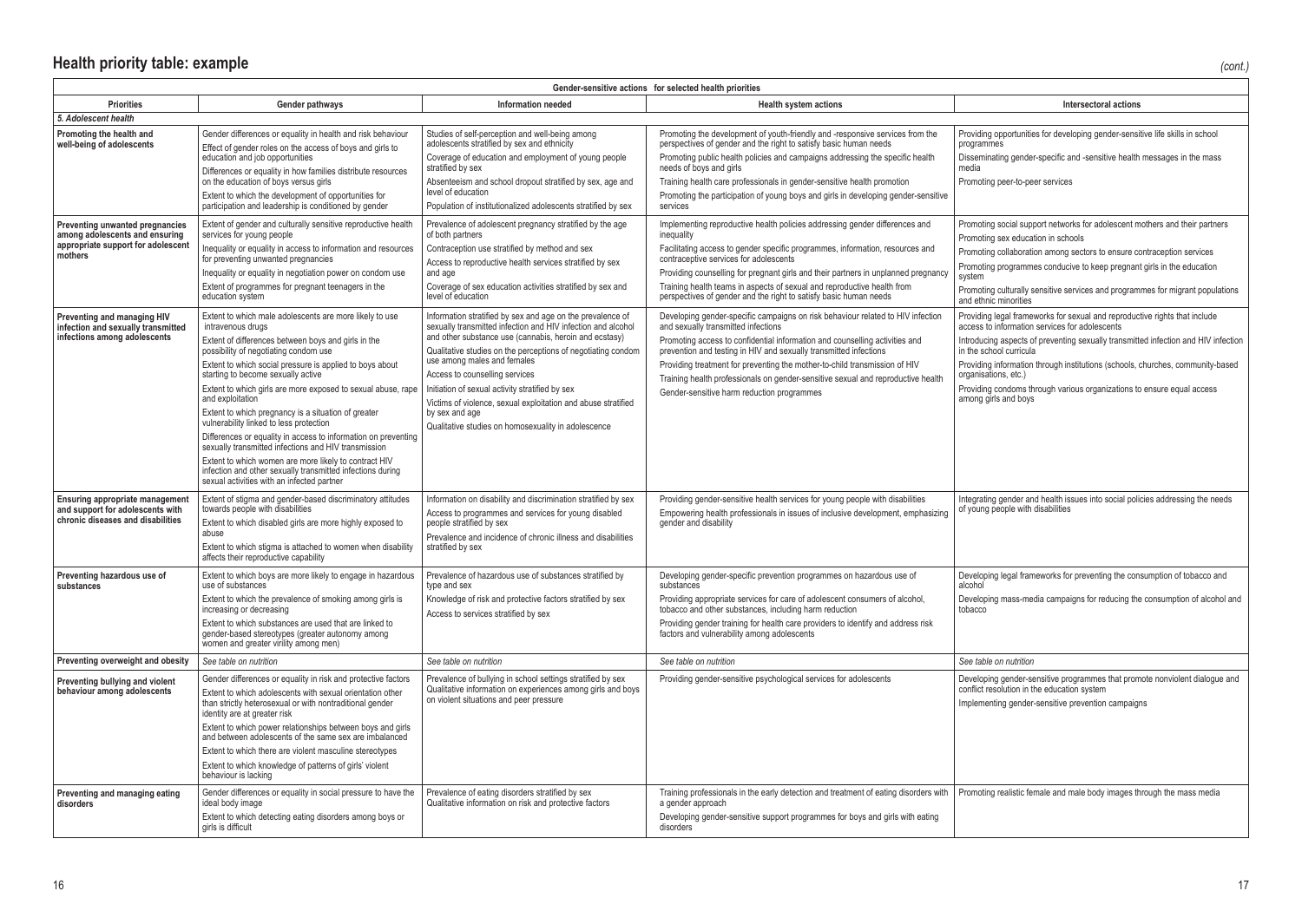## Health priority table: example

*(cont.)*

| Gender-sensitive actions for selected health priorities | | | | |
|---|---|---|---|---|
| **Priorities** | **Gender pathways** | **Information needed** | **Health system actions** | **Intersectoral actions** |
| ***5. Adolescent health*** | | | | |
| **Promoting the health and well-being of adolescents** | Gender differences or equality in health and risk behaviour<br>Effect of gender roles on the access of boys and girls to education and job opportunities<br>Differences or equality in how families distribute resources on the education of boys versus girls<br>Extent to which the development of opportunities for participation and leadership is conditioned by gender | Studies of self-perception and well-being among adolescents stratified by sex and ethnicity<br>Coverage of education and employment of young people stratified by sex<br>Absenteeism and school dropout stratified by sex, age and level of education<br>Population of institutionalized adolescents stratified by sex | Promoting the development of youth-friendly and -responsive services from the perspectives of gender and the right to satisfy basic human needs<br>Promoting public health policies and campaigns addressing the specific health needs of boys and girls<br>Training health care professionals in gender-sensitive health promotion<br>Promoting the participation of young boys and girls in developing gender-sensitive services | Providing opportunities for developing gender-sensitive life skills in school programmes<br>Disseminating gender-specific and -sensitive health messages in the mass media<br>Promoting peer-to-peer services |
| **Preventing unwanted pregnancies among adolescents and ensuring appropriate support for adolescent mothers** | Extent of gender and culturally sensitive reproductive health services for young people<br>Inequality or equality in access to information and resources for preventing unwanted pregnancies<br>Inequality or equality in negotiation power on condom use<br>Extent of programmes for pregnant teenagers in the education system | Prevalence of adolescent pregnancy stratified by the age of both partners<br>Contraception use stratified by method and sex<br>Access to reproductive health services stratified by sex and age<br>Coverage of sex education activities stratified by sex and level of education | Implementing reproductive health policies addressing gender differences and inequality<br>Facilitating access to gender specific programmes, information, resources and contraceptive services for adolescents<br>Providing counselling for pregnant girls and their partners in unplanned pregnancy<br>Training health teams in aspects of sexual and reproductive health from perspectives of gender and the right to satisfy basic human needs | Promoting social support networks for adolescent mothers and their partners<br>Promoting sex education in schools<br>Promoting collaboration among sectors to ensure contraception services<br>Promoting programmes conducive to keep pregnant girls in the education system<br>Promoting culturally sensitive services and programmes for migrant populations and ethnic minorities |
| **Preventing and managing HIV infection and sexually transmitted infections among adolescents** | Extent to which male adolescents are more likely to use intravenous drugs<br>Extent of differences between boys and girls in the possibility of negotiating condom use<br>Extent to which sexual pressure is applied to boys about starting to become sexually active<br>Extent to which girls are more exposed to sexual abuse, rape and exploitation<br>Extent to which pregnancy is a situation of greater vulnerability linked to less protection<br>Differences or equality in access to information on preventing sexually transmitted infections and HIV transmission<br>Extent to which women are more likely to contract HIV infection and other sexually transmitted infections during sexual activities with an infected partner | Information stratified by sex and age on the prevalence of sexually transmitted infection and HIV infection and alcohol and other substance use (cannabis, heroin and ecstasy)<br>Qualitative studies on the perceptions of negotiating condom use among males and females<br>Access to counselling services<br>Initiation of sexual activity stratified by sex<br>Victims of violence, sexual exploitation and abuse stratified by sex and age<br>Qualitative studies on homosexuality in adolescence | Developing gender-specific campaigns on risk behaviour related to HIV infection and sexually transmitted infections<br>Promoting access to confidential information and counselling activities and prevention and testing in HIV and sexually transmitted infections<br>Providing treatment for preventing the mother-to-child transmission of HIV<br>Training health professionals on gender-sensitive sexual and reproductive health<br>Gender-sensitive harm reduction programmes | Providing legal frameworks for sexual and reproductive rights that include access to information services for adolescents<br>Introducing aspects of preventing sexually transmitted infection and HIV infection in the school curricula<br>Providing information through institutions (schools, churches, community-based organisations, etc.)<br>Providing condoms through various organizations to ensure equal access among girls and boys |
| **Ensuring appropriate management and support for adolescents with chronic diseases and disabilities** | Extent of stigma and gender-based discriminatory attitudes towards people with disabilities<br>Extent to which disabled girls are more highly exposed to abuse<br>Extent to which stigma is attached to women when disability affects their reproductive capability | Information on disability and discrimination stratified by sex<br>Access to programmes and services for young disabled people stratified by sex<br>Prevalence and incidence of chronic illness and disabilities stratified by sex | Providing gender-sensitive health services for young people with disabilities<br>Empowering health professionals in issues of inclusive development, emphasizing gender and disability | Integrating gender and health issues into social policies addressing the needs of young people with disabilities |
| **Preventing hazardous use of substances** | Extent to which boys are more likely to engage in hazardous use of substances<br>Extent to which the prevalence of smoking among girls is increasing or decreasing<br>Extent to which substances are used that are linked to gender-based stereotypes (greater autonomy among women and greater virility among men) | Prevalence of hazardous use of substances stratified by type and sex<br>Knowledge of risk and protective factors stratified by sex<br>Access to services stratified by sex | Developing gender-specific prevention programmes on hazardous use of substances<br>Providing appropriate services for care of adolescent consumers of alcohol, tobacco and other substances, including harm reduction<br>Providing gender training for health care providers to identify and address risk factors and vulnerability among adolescents | Developing legal frameworks for preventing the consumption of tobacco and alcohol<br>Developing mass-media campaigns for reducing the consumption of alcohol and tobacco |
| **Preventing overweight and obesity** | *See table on nutrition* | *See table on nutrition* | *See table on nutrition* | *See table on nutrition* |
| **Preventing bullying and violent behaviour among adolescents** | Gender differences or equality in risk and protective factors<br>Extent to which adolescents with sexual orientation other than strictly heterosexual or with nontraditional gender identity are at greater risk<br>Extent to which power relationships between boys and girls and between adolescents of the same sex are imbalanced<br>Extent to which there are violent masculine stereotypes<br>Extent to which knowledge of patterns of girls' violent behaviour is lacking | Prevalence of bullying in school settings stratified by sex<br>Qualitative information on experiences among girls and boys on violent situations and peer pressure | Providing gender-sensitive psychological services for adolescents | Developing gender-sensitive programmes that promote nonviolent dialogue and conflict resolution in the education system<br>Implementing gender-sensitive prevention campaigns |
| **Preventing and managing eating disorders** | Gender differences or equality in social pressure to have the ideal body image<br>Extent to which detecting eating disorders among boys or girls is difficult | Prevalence of eating disorders stratified by sex<br>Qualitative information on risk and protective factors | Training professionals in the early detection and treatment of eating disorders with a gender approach<br>Developing gender-sensitive support programmes for boys and girls with eating disorders | Promoting realistic female and male body images through the mass media |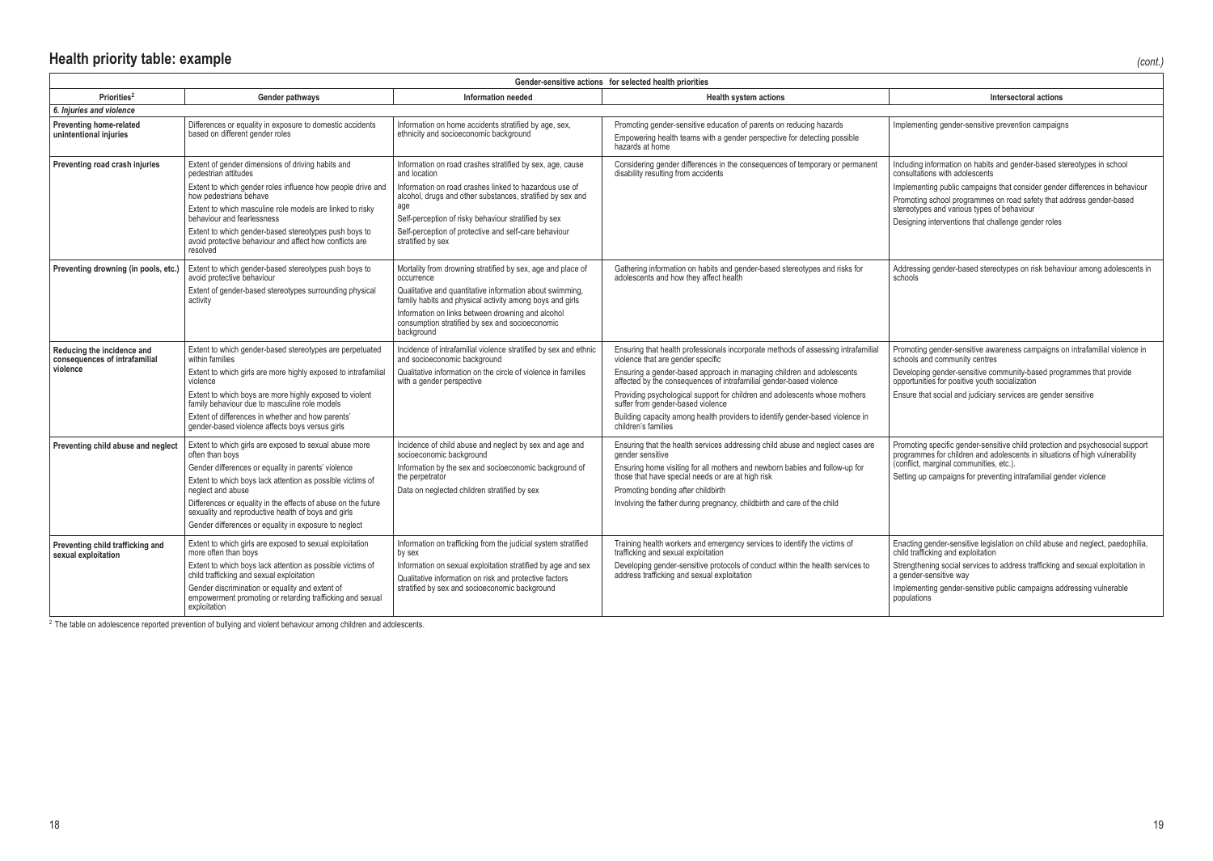## Health priority table: example

*(cont.)*

| Gender-sensitive actions for selected health priorities | | | | |
|---|---|---|---|---|
| **Priorities[2]** | **Gender pathways** | **Information needed** | **Health system actions** | **Intersectoral actions** |
| ***6. Injuries and violence*** | | | | |
| **Preventing home-related unintentional injuries** | Differences or equality in exposure to domestic accidents based on different gender roles | Information on home accidents stratified by age, sex, ethnicity and socioeconomic background | Promoting gender-sensitive education of parents on reducing hazards<br>Empowering health teams with a gender perspective for detecting possible hazards at home | Implementing gender-sensitive prevention campaigns |
| **Preventing road crash injuries** | Extent of gender dimensions of driving habits and pedestrian attitudes<br>Extent to which gender roles influence how people drive and how pedestrians behave<br>Extent to which masculine role models are linked to risky behaviour and fearlessness<br>Extent to which gender-based stereotypes push boys to avoid protective behaviour and affect how conflicts are resolved | Information on road crashes stratified by sex, age, cause and location<br>Information on road crashes linked to hazardous use of alcohol, drugs and other substances, stratified by sex and age<br>Self-perception of risky behaviour stratified by sex<br>Self-perception of protective and self-care behaviour stratified by sex | Considering gender differences in the consequences of temporary or permanent disability resulting from accidents | Including information on habits and gender-based stereotypes in school consultations with adolescents<br>Implementing public campaigns that consider gender differences in behaviour<br>Promoting school programmes on road safety that address gender-based stereotypes and various types of behaviour<br>Designing interventions that challenge gender roles |
| **Preventing drowning (in pools, etc.)** | Extent to which gender-based stereotypes push boys to avoid protective behaviour<br>Extent of gender-based stereotypes surrounding physical activity | Mortality from drowning stratified by sex, age and place of occurrence<br>Qualitative and quantitative information about swimming, family habits and physical activity among boys and girls<br>Information on links between drowning and alcohol consumption stratified by sex and socioeconomic background | Gathering information on habits and gender-based stereotypes and risks for adolescents and how they affect health | Addressing gender-based stereotypes on risk behaviour among adolescents in schools |
| **Reducing the incidence and consequences of intrafamilial violence** | Extent to which gender-based stereotypes are perpetuated within families<br>Extent to which girls are more highly exposed to intrafamilial violence<br>Extent to which boys are more highly exposed to violent family behaviour due to masculine role models<br>Extent of differences in whether and how parents' gender-based violence affects boys versus girls | Incidence of intrafamilial violence stratified by sex and ethnic and socioeconomic background<br>Qualitative information on the circle of violence in families with a gender perspective | Ensuring that health professionals incorporate methods of assessing intrafamilial violence that are gender specific<br>Ensuring a gender-based approach in managing children and adolescents affected by the consequences of intrafamilial gender-based violence<br>Providing psychological support for children and adolescents whose mothers suffer from gender-based violence<br>Building capacity among health providers to identify gender-based violence in children's families | Promoting gender-sensitive awareness campaigns on intrafamilial violence in schools and community centres<br>Developing gender-sensitive community-based programmes that provide opportunities for positive youth socialization<br>Ensure that social and judiciary services are gender sensitive |
| **Preventing child abuse and neglect** | Extent to which girls are exposed to sexual abuse more often than boys<br>Gender differences or equality in parents' violence<br>Extent to which boys lack attention as possible victims of neglect and abuse<br>Differences or equality in the effects of abuse on the future sexuality and reproductive health of boys and girls<br>Gender differences or equality in exposure to neglect | Incidence of child abuse and neglect by sex and age and socioeconomic background<br>Information by the sex and socioeconomic background of the perpetrator<br>Data on neglected children stratified by sex | Ensuring that the health services addressing child abuse and neglect cases are gender sensitive<br>Ensuring home visiting for all mothers and newborn babies and follow-up for those that have special needs or are at high risk<br>Promoting bonding after childbirth<br>Involving the father during pregnancy, childbirth and care of the child | Promoting specific gender-sensitive child protection and psychosocial support programmes for children and adolescents in situations of high vulnerability (conflict, marginal communities, etc.).<br>Setting up campaigns for preventing intrafamilial gender violence |
| **Preventing child trafficking and sexual exploitation** | Extent to which girls are exposed to sexual exploitation more often than boys<br>Extent to which boys lack attention as possible victims of child trafficking and sexual exploitation<br>Gender discrimination or equality and extent of empowerment promoting or retarding trafficking and sexual exploitation | Information on trafficking from the judicial system stratified by sex<br>Information on sexual exploitation stratified by age and sex<br>Qualitative information on risk and protective factors stratified by sex and socioeconomic background | Training health workers and emergency services to identify the victims of trafficking and sexual exploitation<br>Developing gender-sensitive protocols of conduct within the health services to address trafficking and sexual exploitation | Enacting gender-sensitive legislation on child abuse and neglect, paedophilia, child trafficking and exploitation<br>Strengthening social services to address trafficking and sexual exploitation in a gender-sensitive way<br>Implementing gender-sensitive public campaigns addressing vulnerable populations |

[2] The table on adolescence reported prevention of bullying and violent behaviour among children and adolescents.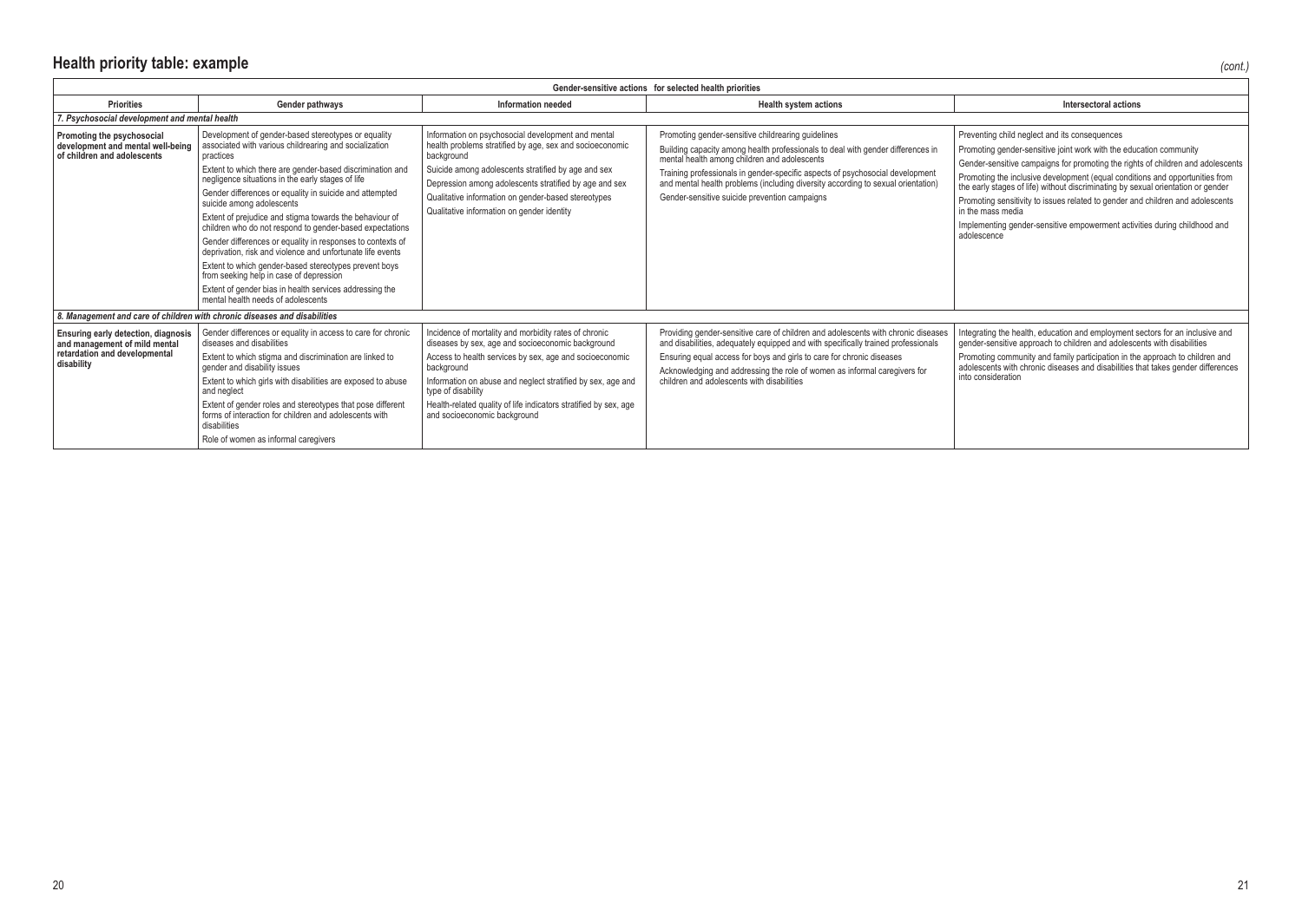## Health priority table: example

*(cont.)*

| Gender-sensitive actions for selected health priorities | | | | |
|---|---|---|---|---|
| **Priorities** | **Gender pathways** | **Information needed** | **Health system actions** | **Intersectoral actions** |
| ***7. Psychosocial development and mental health*** | | | | |
| **Promoting the psychosocial development and mental well-being of children and adolescents** | Development of gender-based stereotypes or equality associated with various childrearing and socialization practices<br>Extent to which there are gender-based discrimination and negligence situations in the early stages of life<br>Gender differences or equality in suicide and attempted suicide among adolescents<br>Extent of prejudice and stigma towards the behaviour of children who do not respond to gender-based expectations<br>Gender differences or equality in responses to contexts of deprivation, risk and violence and unfortunate life events<br>Extent to which gender-based stereotypes prevent boys from seeking help in case of depression<br>Extent of gender bias in health services addressing the mental health needs of adolescents | Information on psychosocial development and mental health problems stratified by age, sex and socioeconomic background<br>Suicide among adolescents stratified by age and sex<br>Depression among adolescents stratified by age and sex<br>Qualitative information on gender-based stereotypes<br>Qualitative information on gender identity | Promoting gender-sensitive childrearing guidelines<br>Building capacity among health professionals to deal with gender differences in mental health among children and adolescents<br>Training professionals in gender-specific aspects of psychosocial development and mental health problems (including diversity according to sexual orientation)<br>Gender-sensitive suicide prevention campaigns | Preventing child neglect and its consequences<br>Promoting gender-sensitive joint work with the education community<br>Gender-sensitive campaigns for promoting the rights of children and adolescents<br>Promoting the inclusive development (equal conditions and opportunities from the early stages of life) without discriminating by sexual orientation or gender<br>Promoting sensitivity to issues related to gender and children and adolescents in the mass media<br>Implementing gender-sensitive empowerment activities during childhood and adolescence |
| ***8. Management and care of children with chronic diseases and disabilities*** | | | | |
| **Ensuring early detection, diagnosis and management of mild mental retardation and developmental disability** | Gender differences or equality in access to care for chronic diseases and disabilities<br>Extent to which stigma and discrimination are linked to gender and disability issues<br>Extent to which girls with disabilities are exposed to abuse and neglect<br>Extent of gender roles and stereotypes that pose different forms of interaction for children and adolescents with disabilities<br>Role of women as informal caregivers | Incidence of mortality and morbidity rates of chronic diseases by sex, age and socioeconomic background<br>Access to health services by sex, age and socioeconomic background<br>Information on abuse and neglect stratified by sex, age and type of disability<br>Health-related quality of life indicators stratified by sex, age and socioeconomic background | Providing gender-sensitive care of children and adolescents with chronic diseases and disabilities, adequately equipped and with specifically trained professionals<br>Ensuring equal access for boys and girls to care for chronic diseases<br>Acknowledging and addressing the role of women as informal caregivers for children and adolescents with disabilities | Integrating the health, education and employment sectors for an inclusive and gender-sensitive approach to children and adolescents with disabilities<br>Promoting community and family participation in the approach to children and adolescents with chronic diseases and disabilities that takes gender differences into consideration |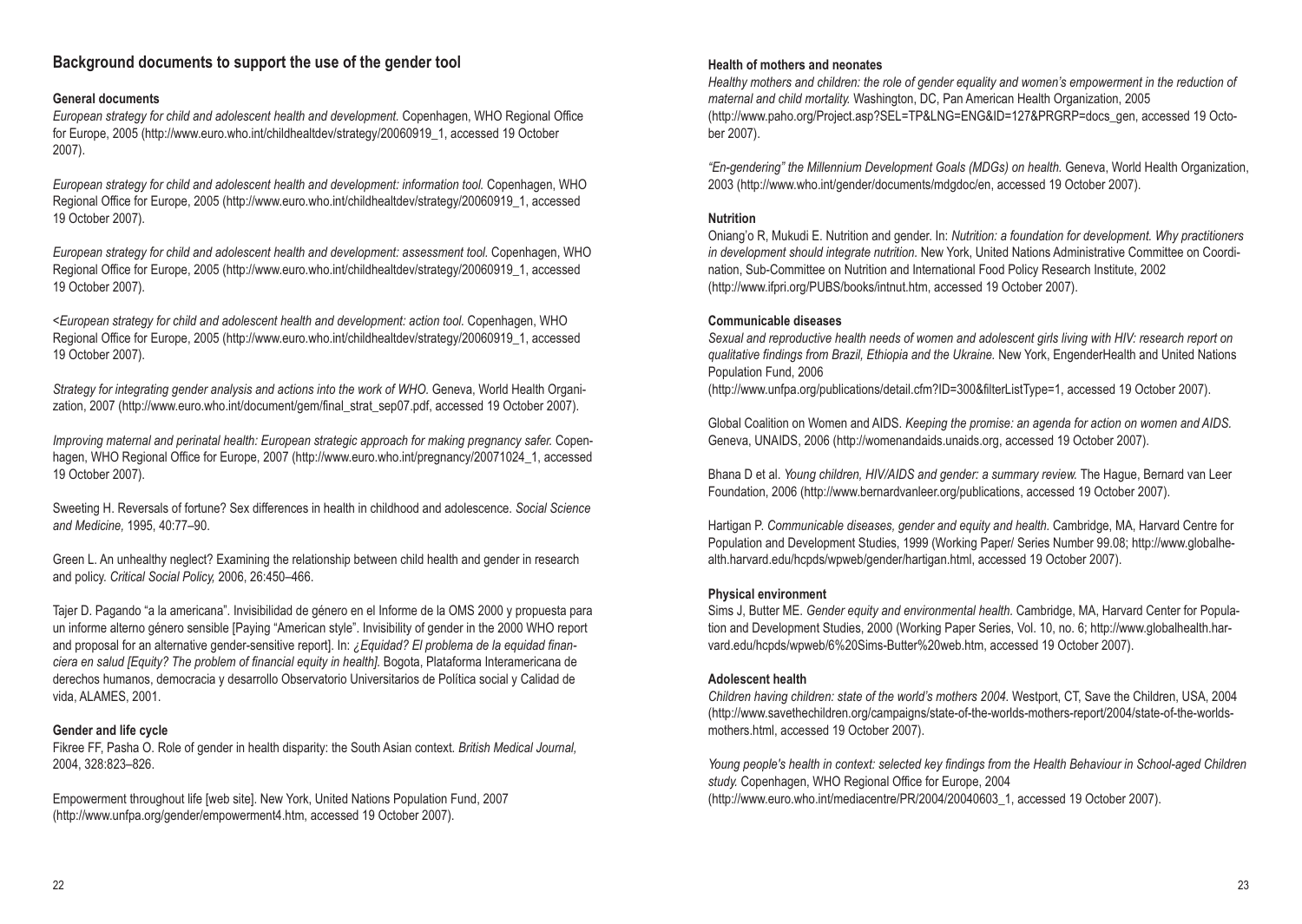## Background documents to support the use of the gender tool

### General documents

*European strategy for child and adolescent health and development.* Copenhagen, WHO Regional Office for Europe, 2005 (http://www.euro.who.int/childhealtdev/strategy/20060919_1, accessed 19 October 2007).

*European strategy for child and adolescent health and development: information tool.* Copenhagen, WHO Regional Office for Europe, 2005 (http://www.euro.who.int/childhealtdev/strategy/20060919_1, accessed 19 October 2007).

*European strategy for child and adolescent health and development: assessment tool.* Copenhagen, WHO Regional Office for Europe, 2005 (http://www.euro.who.int/childhealtdev/strategy/20060919_1, accessed 19 October 2007).

<*European strategy for child and adolescent health and development: action tool.* Copenhagen, WHO Regional Office for Europe, 2005 (http://www.euro.who.int/childhealtdev/strategy/20060919_1, accessed 19 October 2007).

*Strategy for integrating gender analysis and actions into the work of WHO.* Geneva, World Health Organization, 2007 (http://www.euro.who.int/document/gem/final_strat_sep07.pdf, accessed 19 October 2007).

*Improving maternal and perinatal health: European strategic approach for making pregnancy safer.* Copenhagen, WHO Regional Office for Europe, 2007 (http://www.euro.who.int/pregnancy/20071024_1, accessed 19 October 2007).

Sweeting H. Reversals of fortune? Sex differences in health in childhood and adolescence. *Social Science and Medicine,* 1995, 40:77–90.

Green L. An unhealthy neglect? Examining the relationship between child health and gender in research and policy. *Critical Social Policy,* 2006, 26:450–466.

Tajer D. Pagando "a la americana". Invisibilidad de género en el Informe de la OMS 2000 y propuesta para un informe alterno género sensible [Paying "American style". Invisibility of gender in the 2000 WHO report and proposal for an alternative gender-sensitive report]. In: *¿Equidad? El problema de la equidad financiera en salud [Equity? The problem of financial equity in health].* Bogota, Plataforma Interamericana de derechos humanos, democracia y desarrollo Observatorio Universitarios de Política social y Calidad de vida, ALAMES, 2001.

### Gender and life cycle

Fikree FF, Pasha O. Role of gender in health disparity: the South Asian context. *British Medical Journal,* 2004, 328:823–826.

Empowerment throughout life [web site]. New York, United Nations Population Fund, 2007 (http://www.unfpa.org/gender/empowerment4.htm, accessed 19 October 2007).

### Health of mothers and neonates

*Healthy mothers and children: the role of gender equality and women's empowerment in the reduction of maternal and child mortality.* Washington, DC, Pan American Health Organization, 2005 (http://www.paho.org/Project.asp?SEL=TP&LNG=ENG&ID=127&PRGRP=docs_gen, accessed 19 October 2007).

*"En-gendering" the Millennium Development Goals (MDGs) on health.* Geneva, World Health Organization, 2003 (http://www.who.int/gender/documents/mdgdoc/en, accessed 19 October 2007).

### Nutrition

Oniang'o R, Mukudi E. Nutrition and gender. In: *Nutrition: a foundation for development. Why practitioners in development should integrate nutrition.* New York, United Nations Administrative Committee on Coordination, Sub-Committee on Nutrition and International Food Policy Research Institute, 2002 (http://www.ifpri.org/PUBS/books/intnut.htm, accessed 19 October 2007).

### Communicable diseases

*Sexual and reproductive health needs of women and adolescent girls living with HIV: research report on qualitative findings from Brazil, Ethiopia and the Ukraine.* New York, EngenderHealth and United Nations Population Fund, 2006 (http://www.unfpa.org/publications/detail.cfm?ID=300&filterListType=1, accessed 19 October 2007).

Global Coalition on Women and AIDS. *Keeping the promise: an agenda for action on women and AIDS.* Geneva, UNAIDS, 2006 (http://womenandaids.unaids.org, accessed 19 October 2007).

Bhana D et al. *Young children, HIV/AIDS and gender: a summary review.* The Hague, Bernard van Leer Foundation, 2006 (http://www.bernardvanleer.org/publications, accessed 19 October 2007).

Hartigan P. *Communicable diseases, gender and equity and health.* Cambridge, MA, Harvard Centre for Population and Development Studies, 1999 (Working Paper/ Series Number 99.08; http://www.globalhealth.harvard.edu/hcpds/wpweb/gender/hartigan.html, accessed 19 October 2007).

### Physical environment

Sims J, Butter ME. *Gender equity and environmental health.* Cambridge, MA, Harvard Center for Population and Development Studies, 2000 (Working Paper Series, Vol. 10, no. 6; http://www.globalhealth.harvard.edu/hcpds/wpweb/6%20Sims-Butter%20web.htm, accessed 19 October 2007).

### Adolescent health

*Children having children: state of the world's mothers 2004.* Westport, CT, Save the Children, USA, 2004 (http://www.savethechildren.org/campaigns/state-of-the-worlds-mothers-report/2004/state-of-the-worlds-mothers.html, accessed 19 October 2007).

*Young people's health in context: selected key findings from the Health Behaviour in School-aged Children study.* Copenhagen, WHO Regional Office for Europe, 2004 (http://www.euro.who.int/mediacentre/PR/2004/20040603_1, accessed 19 October 2007).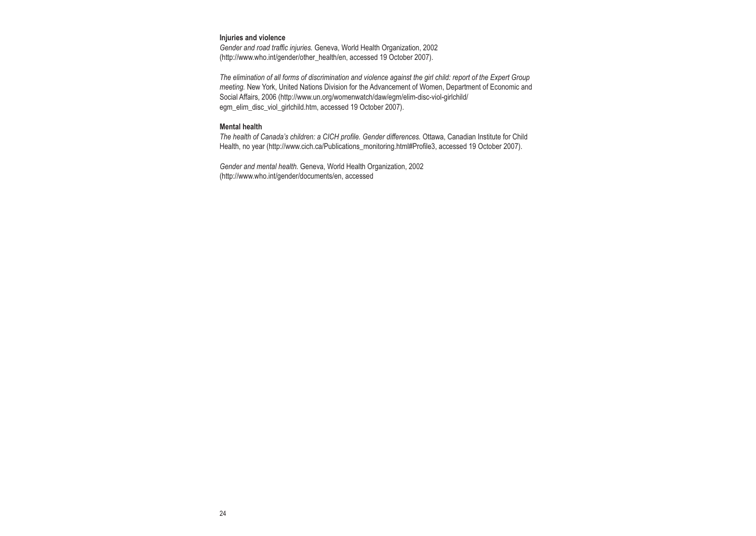**Injuries and violence**

*Gender and road traffic injuries.* Geneva, World Health Organization, 2002 (http://www.who.int/gender/other_health/en, accessed 19 October 2007).

*The elimination of all forms of discrimination and violence against the girl child: report of the Expert Group meeting.* New York, United Nations Division for the Advancement of Women, Department of Economic and Social Affairs, 2006 (http://www.un.org/womenwatch/daw/egm/elim-disc-viol-girlchild/egm_elim_disc_viol_girlchild.htm, accessed 19 October 2007).

**Mental health**

*The health of Canada's children: a CICH profile. Gender differences.* Ottawa, Canadian Institute for Child Health, no year (http://www.cich.ca/Publications_monitoring.html#Profile3, accessed 19 October 2007).

*Gender and mental health.* Geneva, World Health Organization, 2002 (http://www.who.int/gender/documents/en, accessed